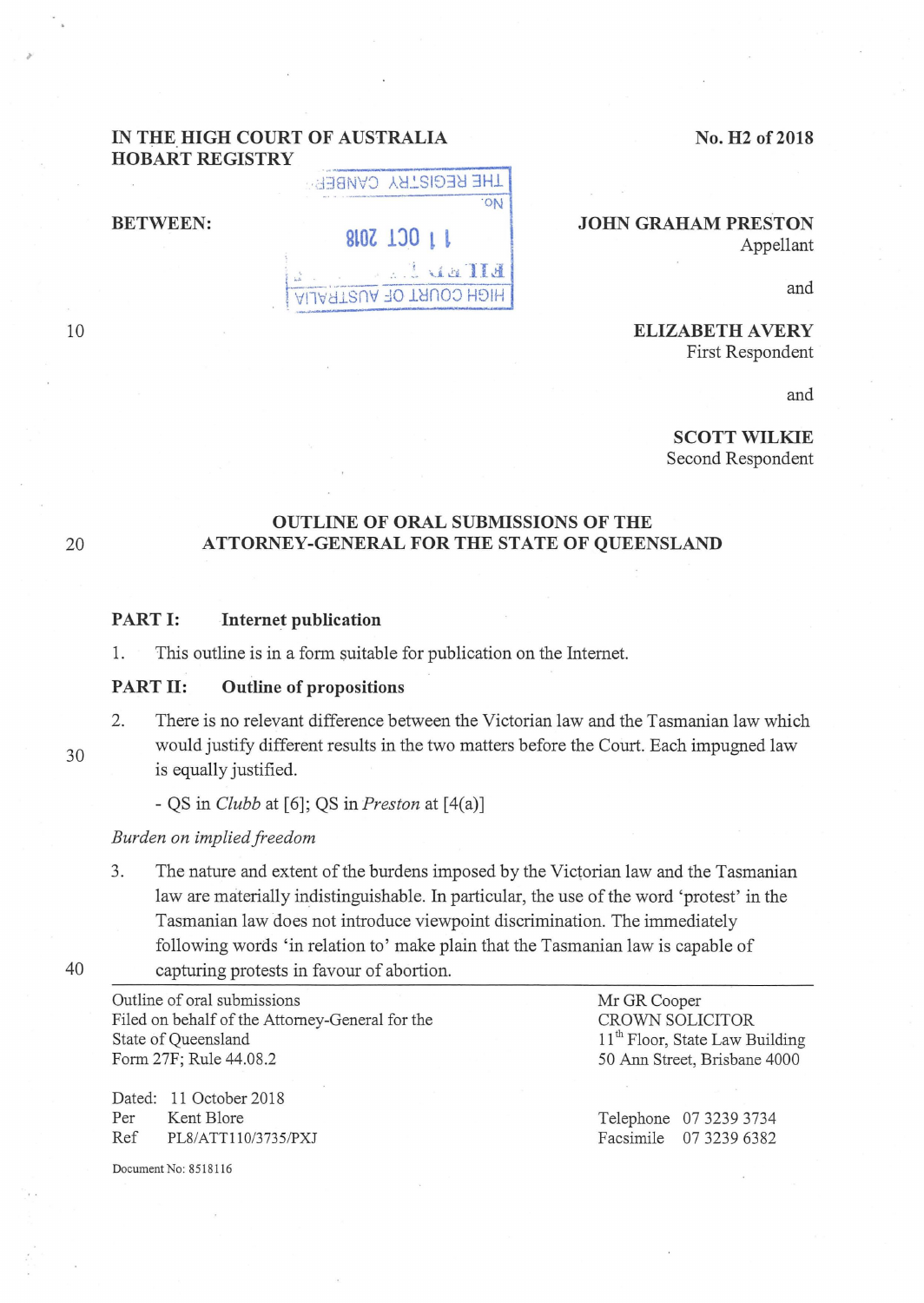IN THE HIGH COURT OF AUSTRALIA
HOBART REGISTRY

No. H2 of 2018

BETWEEN:

**JOHN GRAHAM PRESTON**
Appellant

and

**ELIZABETH AVERY**
First Respondent

and

**SCOTT WILKIE**
Second Respondent

## OUTLINE OF ORAL SUBMISSIONS OF THE ATTORNEY-GENERAL FOR THE STATE OF QUEENSLAND

### PART I: Internet publication

1. This outline is in a form suitable for publication on the Internet.

### PART II: Outline of propositions

2. There is no relevant difference between the Victorian law and the Tasmanian law which would justify different results in the two matters before the Court. Each impugned law is equally justified.

   - QS in *Clubb* at [6]; QS in *Preston* at [4(a)]

*Burden on implied freedom*

3. The nature and extent of the burdens imposed by the Victorian law and the Tasmanian law are materially indistinguishable. In particular, the use of the word 'protest' in the Tasmanian law does not introduce viewpoint discrimination. The immediately following words 'in relation to' make plain that the Tasmanian law is capable of capturing protests in favour of abortion.

---

Outline of oral submissions
Filed on behalf of the Attorney-General for the State of Queensland
Form 27F; Rule 44.08.2

Dated: 11 October 2018
Per Kent Blore
Ref PL8/ATT110/3735/PXJ

Mr GR Cooper
CROWN SOLICITOR
11th Floor, State Law Building
50 Ann Street, Brisbane 4000

Telephone 07 3239 3734
Facsimile 07 3239 6382

Document No: 8518116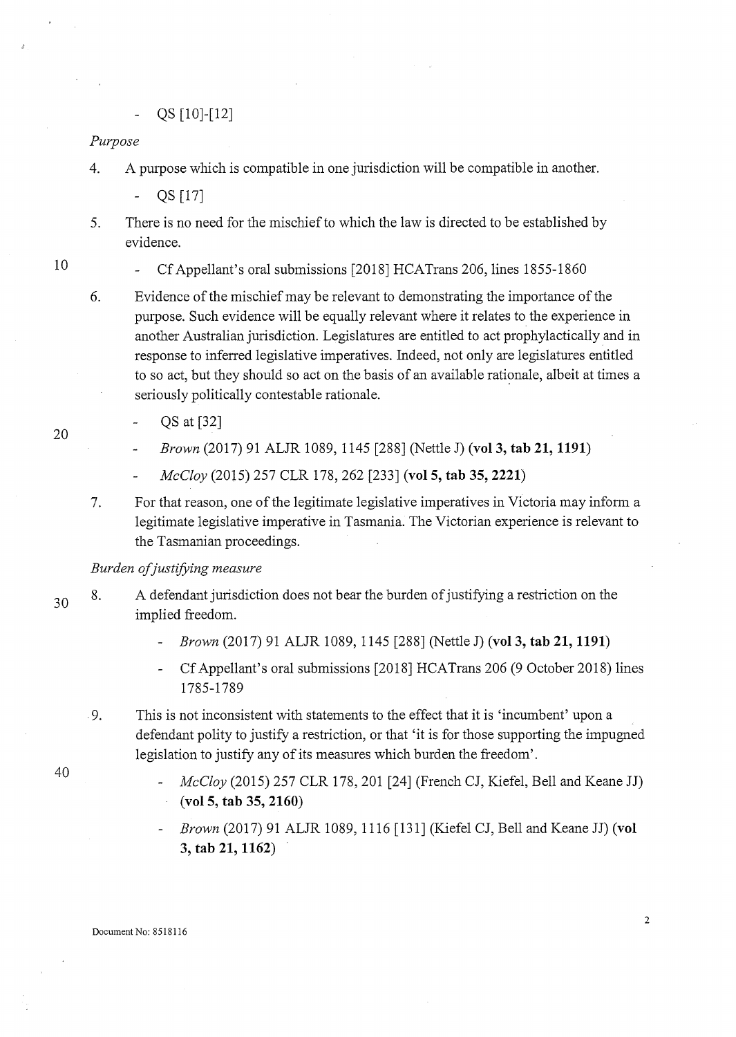- QS [10]-[12]

*Purpose*

4. A purpose which is compatible in one jurisdiction will be compatible in another.

   - QS [17]

5. There is no need for the mischief to which the law is directed to be established by evidence.

   - Cf Appellant's oral submissions [2018] HCATrans 206, lines 1855-1860

6. Evidence of the mischief may be relevant to demonstrating the importance of the purpose. Such evidence will be equally relevant where it relates to the experience in another Australian jurisdiction. Legislatures are entitled to act prophylactically and in response to inferred legislative imperatives. Indeed, not only are legislatures entitled to so act, but they should so act on the basis of an available rationale, albeit at times a seriously politically contestable rationale.

   - QS at [32]
   - *Brown* (2017) 91 ALJR 1089, 1145 [288] (Nettle J) **(vol 3, tab 21, 1191)**
   - *McCloy* (2015) 257 CLR 178, 262 [233] **(vol 5, tab 35, 2221)**

7. For that reason, one of the legitimate legislative imperatives in Victoria may inform a legitimate legislative imperative in Tasmania. The Victorian experience is relevant to the Tasmanian proceedings.

*Burden of justifying measure*

8. A defendant jurisdiction does not bear the burden of justifying a restriction on the implied freedom.

   - *Brown* (2017) 91 ALJR 1089, 1145 [288] (Nettle J) **(vol 3, tab 21, 1191)**
   - Cf Appellant's oral submissions [2018] HCATrans 206 (9 October 2018) lines 1785-1789

9. This is not inconsistent with statements to the effect that it is 'incumbent' upon a defendant polity to justify a restriction, or that 'it is for those supporting the impugned legislation to justify any of its measures which burden the freedom'.

   - *McCloy* (2015) 257 CLR 178, 201 [24] (French CJ, Kiefel, Bell and Keane JJ) **(vol 5, tab 35, 2160)**
   - *Brown* (2017) 91 ALJR 1089, 1116 [131] (Kiefel CJ, Bell and Keane JJ) **(vol 3, tab 21, 1162)**

Document No: 8518116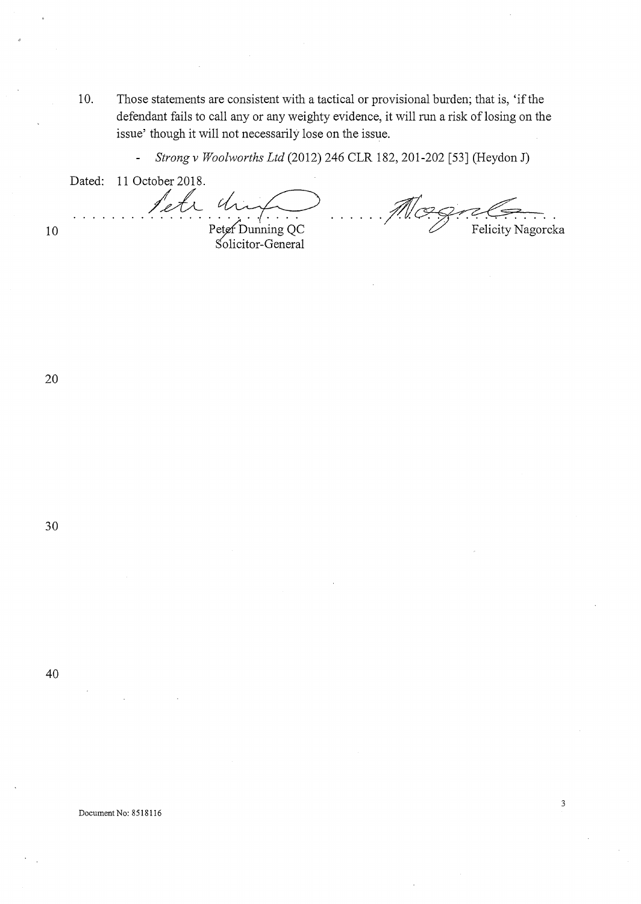10. Those statements are consistent with a tactical or provisional burden; that is, 'if the defendant fails to call any or any weighty evidence, it will run a risk of losing on the issue' though it will not necessarily lose on the issue.

    - *Strong v Woolworths Ltd* (2012) 246 CLR 182, 201-202 [53] (Heydon J)

Dated: 11 October 2018.

Peter Dunning QC
Solicitor-General

Felicity Nagorcka

Document No: 8518116